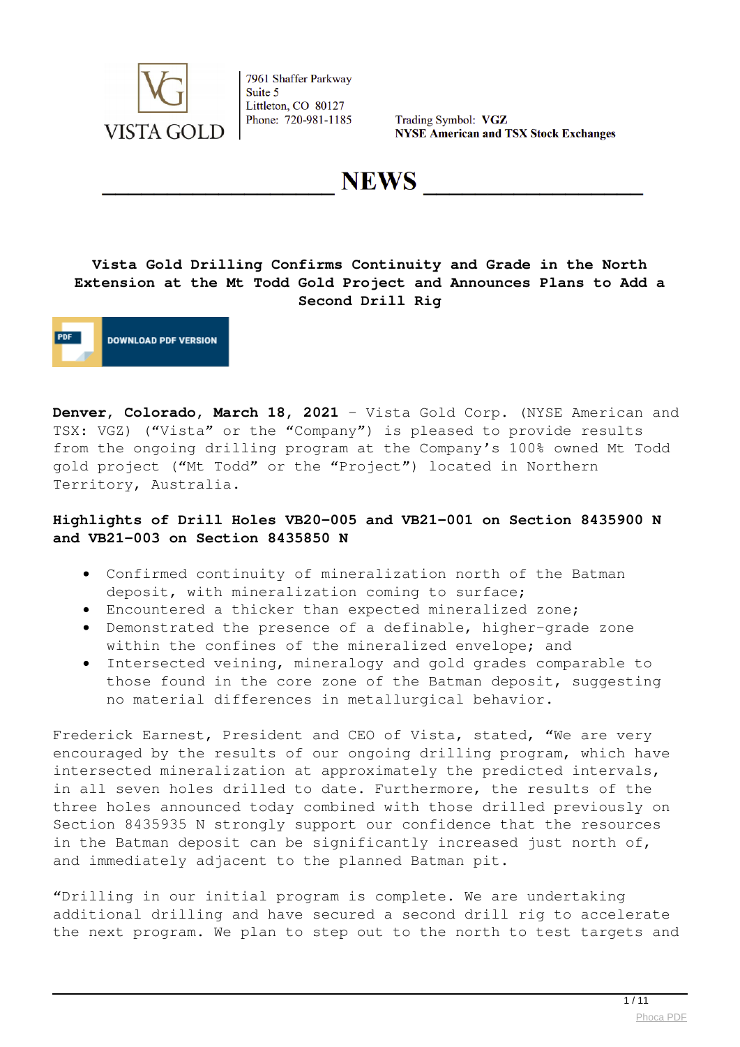VISTA GOLD

7961 Shaffer Parkway
Suite 5
Littleton, CO 80127
Phone: 720-981-1185

Trading Symbol: **VGZ**
**NYSE American and TSX Stock Exchanges**

# NEWS

## Vista Gold Drilling Confirms Continuity and Grade in the North Extension at the Mt Todd Gold Project and Announces Plans to Add a Second Drill Rig

**Denver, Colorado, March 18, 2021** – Vista Gold Corp. (NYSE American and TSX: VGZ) ("Vista" or the "Company") is pleased to provide results from the ongoing drilling program at the Company's 100% owned Mt Todd gold project ("Mt Todd" or the "Project") located in Northern Territory, Australia.

**Highlights of Drill Holes VB20-005 and VB21-001 on Section 8435900 N and VB21-003 on Section 8435850 N**

- Confirmed continuity of mineralization north of the Batman deposit, with mineralization coming to surface;
- Encountered a thicker than expected mineralized zone;
- Demonstrated the presence of a definable, higher-grade zone within the confines of the mineralized envelope; and
- Intersected veining, mineralogy and gold grades comparable to those found in the core zone of the Batman deposit, suggesting no material differences in metallurgical behavior.

Frederick Earnest, President and CEO of Vista, stated, "We are very encouraged by the results of our ongoing drilling program, which have intersected mineralization at approximately the predicted intervals, in all seven holes drilled to date. Furthermore, the results of the three holes announced today combined with those drilled previously on Section 8435935 N strongly support our confidence that the resources in the Batman deposit can be significantly increased just north of, and immediately adjacent to the planned Batman pit.

"Drilling in our initial program is complete. We are undertaking additional drilling and have secured a second drill rig to accelerate the next program. We plan to step out to the north to test targets and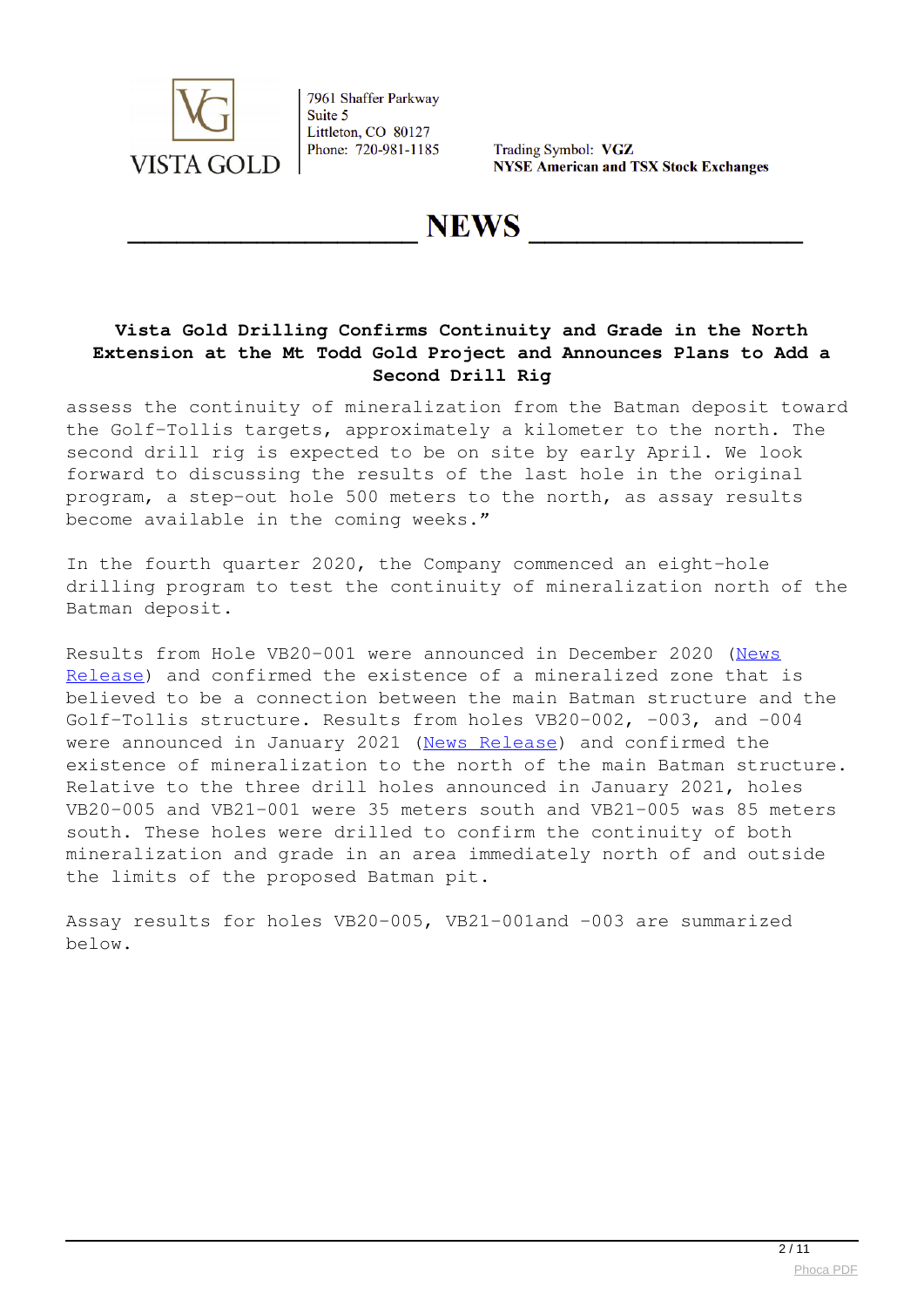assess the continuity of mineralization from the Batman deposit toward the Golf-Tollis targets, approximately a kilometer to the north. The second drill rig is expected to be on site by early April. We look forward to discussing the results of the last hole in the original program, a step-out hole 500 meters to the north, as assay results become available in the coming weeks."

In the fourth quarter 2020, the Company commenced an eight-hole drilling program to test the continuity of mineralization north of the Batman deposit.

Results from Hole VB20-001 were announced in December 2020 (News Release) and confirmed the existence of a mineralized zone that is believed to be a connection between the main Batman structure and the Golf-Tollis structure. Results from holes VB20-002, -003, and -004 were announced in January 2021 (News Release) and confirmed the existence of mineralization to the north of the main Batman structure. Relative to the three drill holes announced in January 2021, holes VB20-005 and VB21-001 were 35 meters south and VB21-005 was 85 meters south. These holes were drilled to confirm the continuity of both mineralization and grade in an area immediately north of and outside the limits of the proposed Batman pit.

Assay results for holes VB20-005, VB21-001and -003 are summarized below.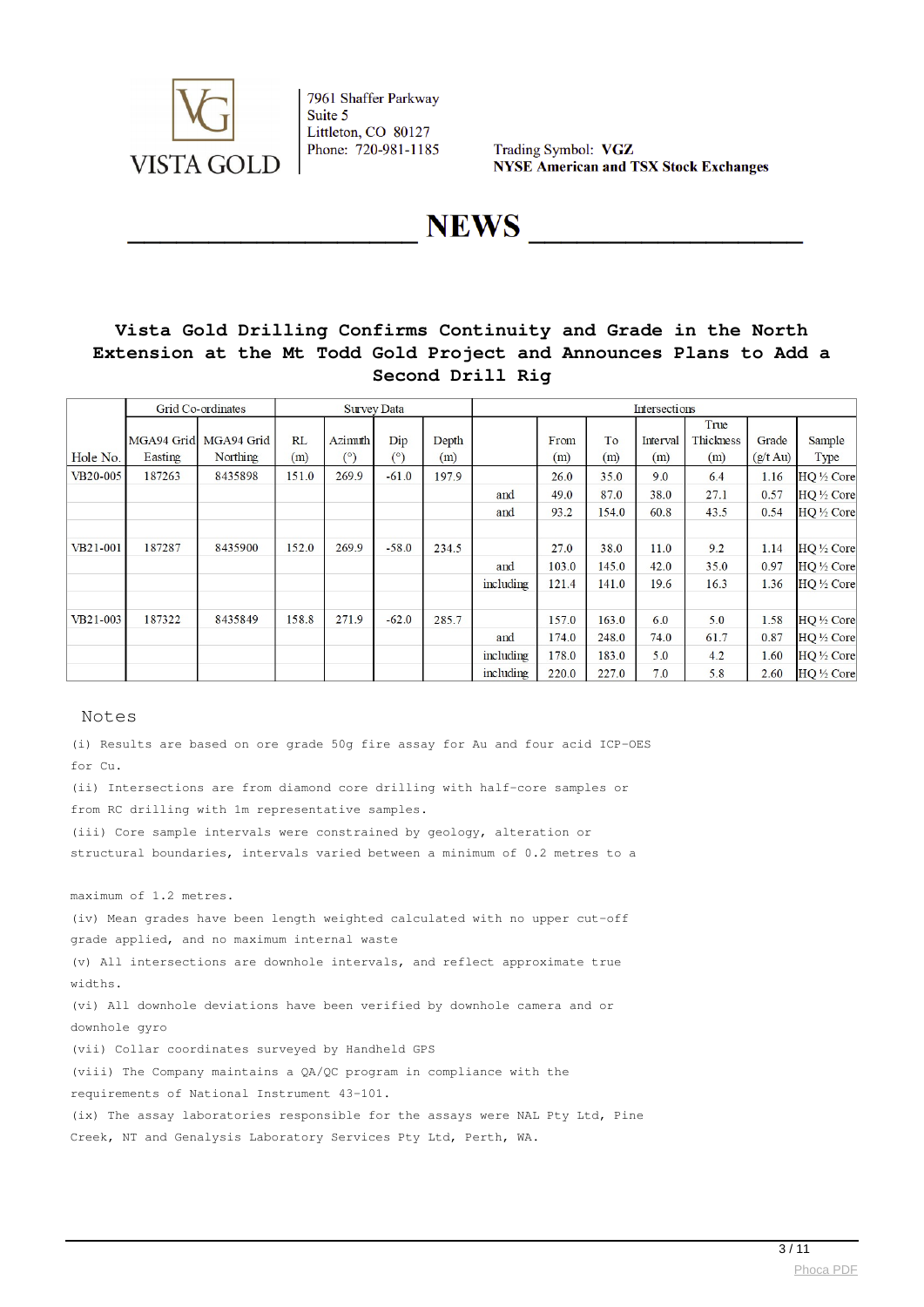7961 Shaffer Parkway
Suite 5
Littleton, CO 80127
Phone: 720-981-1185

Trading Symbol: **VGZ**
**NYSE American and TSX Stock Exchanges**

# NEWS

## Vista Gold Drilling Confirms Continuity and Grade in the North Extension at the Mt Todd Gold Project and Announces Plans to Add a Second Drill Rig

| | Grid Co-ordinates | | Survey Data | | | | Intersections | | | | | | |
|---|---|---|---|---|---|---|---|---|---|---|---|---|---|
| Hole No. | MGA94 Grid Easting | MGA94 Grid Northing | RL (m) | Azimuth (°) | Dip (°) | Depth (m) | | From (m) | To (m) | Interval (m) | True Thickness (m) | Grade (g/t Au) | Sample Type |
| VB20-005 | 187263 | 8435898 | 151.0 | 269.9 | -61.0 | 197.9 | | 26.0 | 35.0 | 9.0 | 6.4 | 1.16 | HQ ½ Core |
| | | | | | | | and | 49.0 | 87.0 | 38.0 | 27.1 | 0.57 | HQ ½ Core |
| | | | | | | | and | 93.2 | 154.0 | 60.8 | 43.5 | 0.54 | HQ ½ Core |
| | | | | | | | | | | | | | |
| VB21-001 | 187287 | 8435900 | 152.0 | 269.9 | -58.0 | 234.5 | | 27.0 | 38.0 | 11.0 | 9.2 | 1.14 | HQ ½ Core |
| | | | | | | | and | 103.0 | 145.0 | 42.0 | 35.0 | 0.97 | HQ ½ Core |
| | | | | | | | including | 121.4 | 141.0 | 19.6 | 16.3 | 1.36 | HQ ½ Core |
| | | | | | | | | | | | | | |
| VB21-003 | 187322 | 8435849 | 158.8 | 271.9 | -62.0 | 285.7 | | 157.0 | 163.0 | 6.0 | 5.0 | 1.58 | HQ ½ Core |
| | | | | | | | and | 174.0 | 248.0 | 74.0 | 61.7 | 0.87 | HQ ½ Core |
| | | | | | | | including | 178.0 | 183.0 | 5.0 | 4.2 | 1.60 | HQ ½ Core |
| | | | | | | | including | 220.0 | 227.0 | 7.0 | 5.8 | 2.60 | HQ ½ Core |

Notes

(i) Results are based on ore grade 50g fire assay for Au and four acid ICP-OES for Cu.

(ii) Intersections are from diamond core drilling with half-core samples or from RC drilling with 1m representative samples.

(iii) Core sample intervals were constrained by geology, alteration or structural boundaries, intervals varied between a minimum of 0.2 metres to a maximum of 1.2 metres.

(iv) Mean grades have been length weighted calculated with no upper cut-off grade applied, and no maximum internal waste

(v) All intersections are downhole intervals, and reflect approximate true widths.

(vi) All downhole deviations have been verified by downhole camera and or downhole gyro

(vii) Collar coordinates surveyed by Handheld GPS

(viii) The Company maintains a QA/QC program in compliance with the requirements of National Instrument 43-101.

(ix) The assay laboratories responsible for the assays were NAL Pty Ltd, Pine Creek, NT and Genalysis Laboratory Services Pty Ltd, Perth, WA.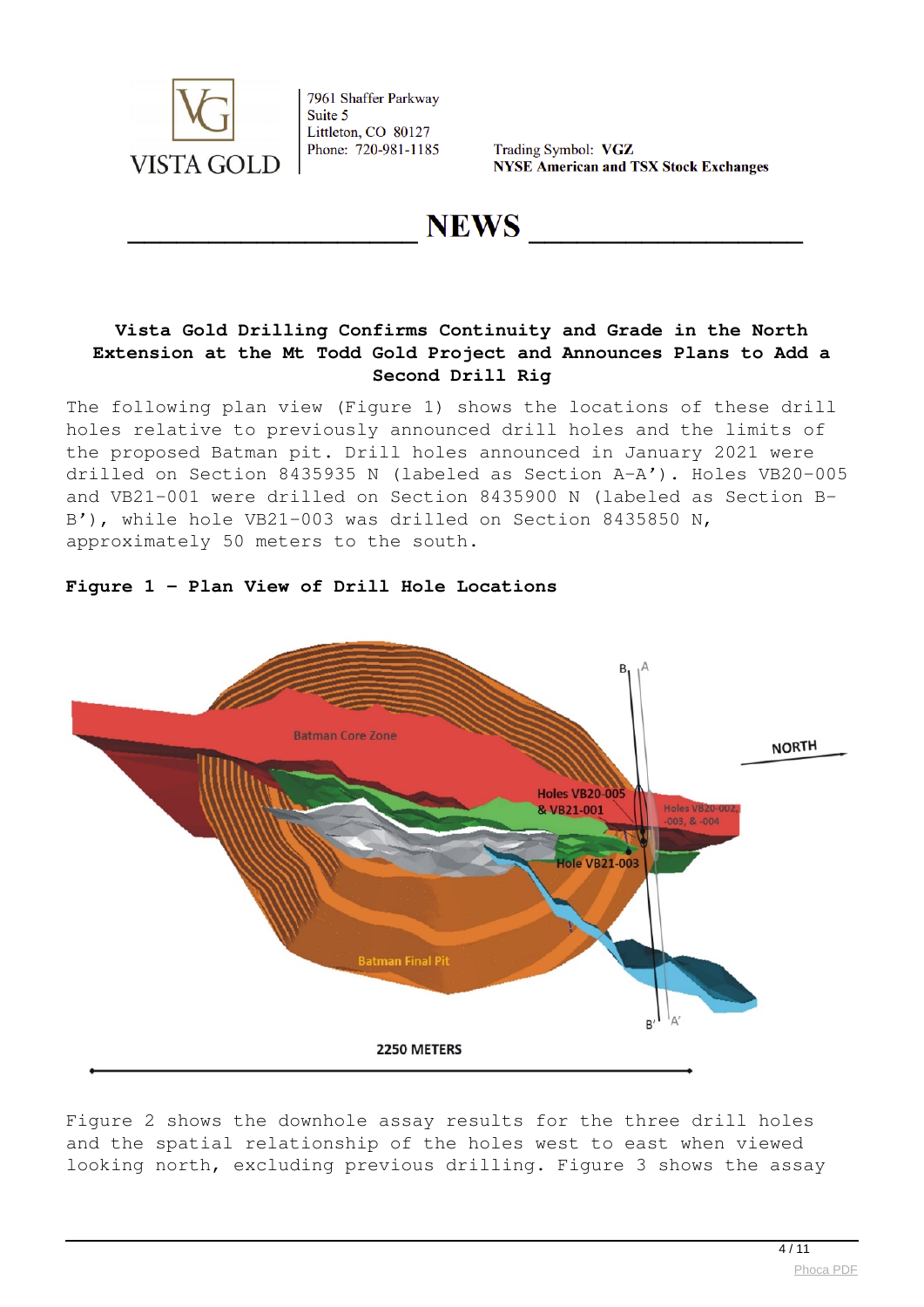**Vista Gold Drilling Confirms Continuity and Grade in the North Extension at the Mt Todd Gold Project and Announces Plans to Add a Second Drill Rig**

The following plan view (Figure 1) shows the locations of these drill holes relative to previously announced drill holes and the limits of the proposed Batman pit. Drill holes announced in January 2021 were drilled on Section 8435935 N (labeled as Section A-A'). Holes VB20-005 and VB21-001 were drilled on Section 8435900 N (labeled as Section B-B'), while hole VB21-003 was drilled on Section 8435850 N, approximately 50 meters to the south.

**Figure 1 – Plan View of Drill Hole Locations**

Figure 2 shows the downhole assay results for the three drill holes and the spatial relationship of the holes west to east when viewed looking north, excluding previous drilling. Figure 3 shows the assay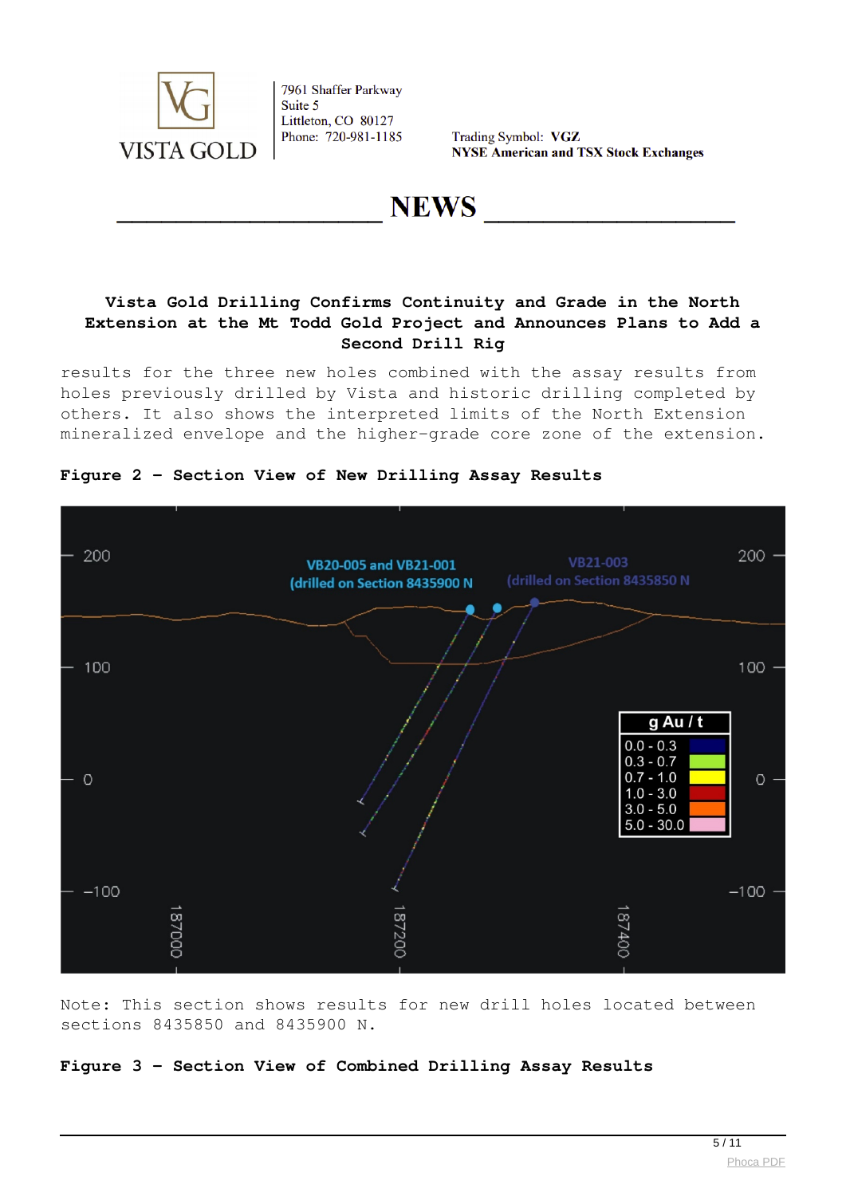## Vista Gold Drilling Confirms Continuity and Grade in the North Extension at the Mt Todd Gold Project and Announces Plans to Add a Second Drill Rig

results for the three new holes combined with the assay results from holes previously drilled by Vista and historic drilling completed by others. It also shows the interpreted limits of the North Extension mineralized envelope and the higher-grade core zone of the extension.

**Figure 2 – Section View of New Drilling Assay Results**

Note: This section shows results for new drill holes located between sections 8435850 and 8435900 N.

**Figure 3 – Section View of Combined Drilling Assay Results**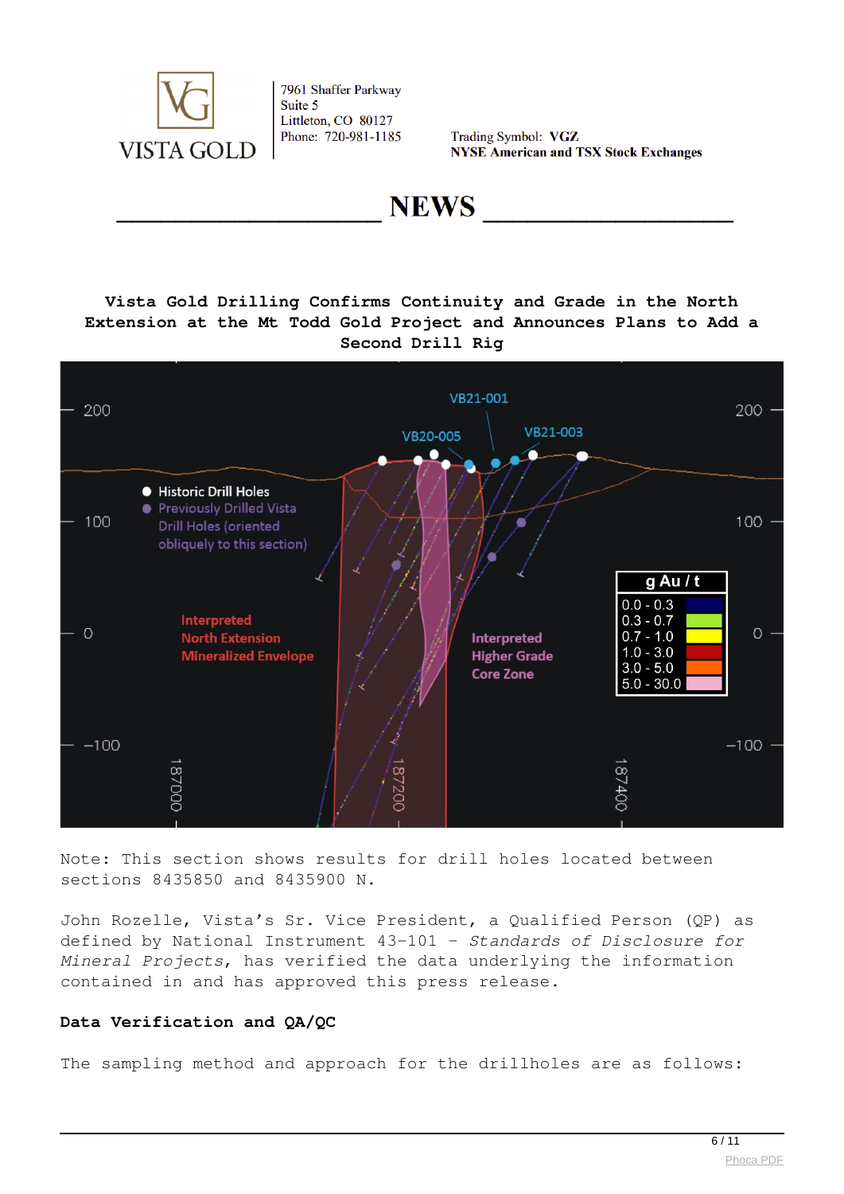# NEWS

**Vista Gold Drilling Confirms Continuity and Grade in the North Extension at the Mt Todd Gold Project and Announces Plans to Add a Second Drill Rig**

Note: This section shows results for drill holes located between sections 8435850 and 8435900 N.

John Rozelle, Vista's Sr. Vice President, a Qualified Person (QP) as defined by National Instrument 43-101 - *Standards of Disclosure for Mineral Projects*, has verified the data underlying the information contained in and has approved this press release.

**Data Verification and QA/QC**

The sampling method and approach for the drillholes are as follows: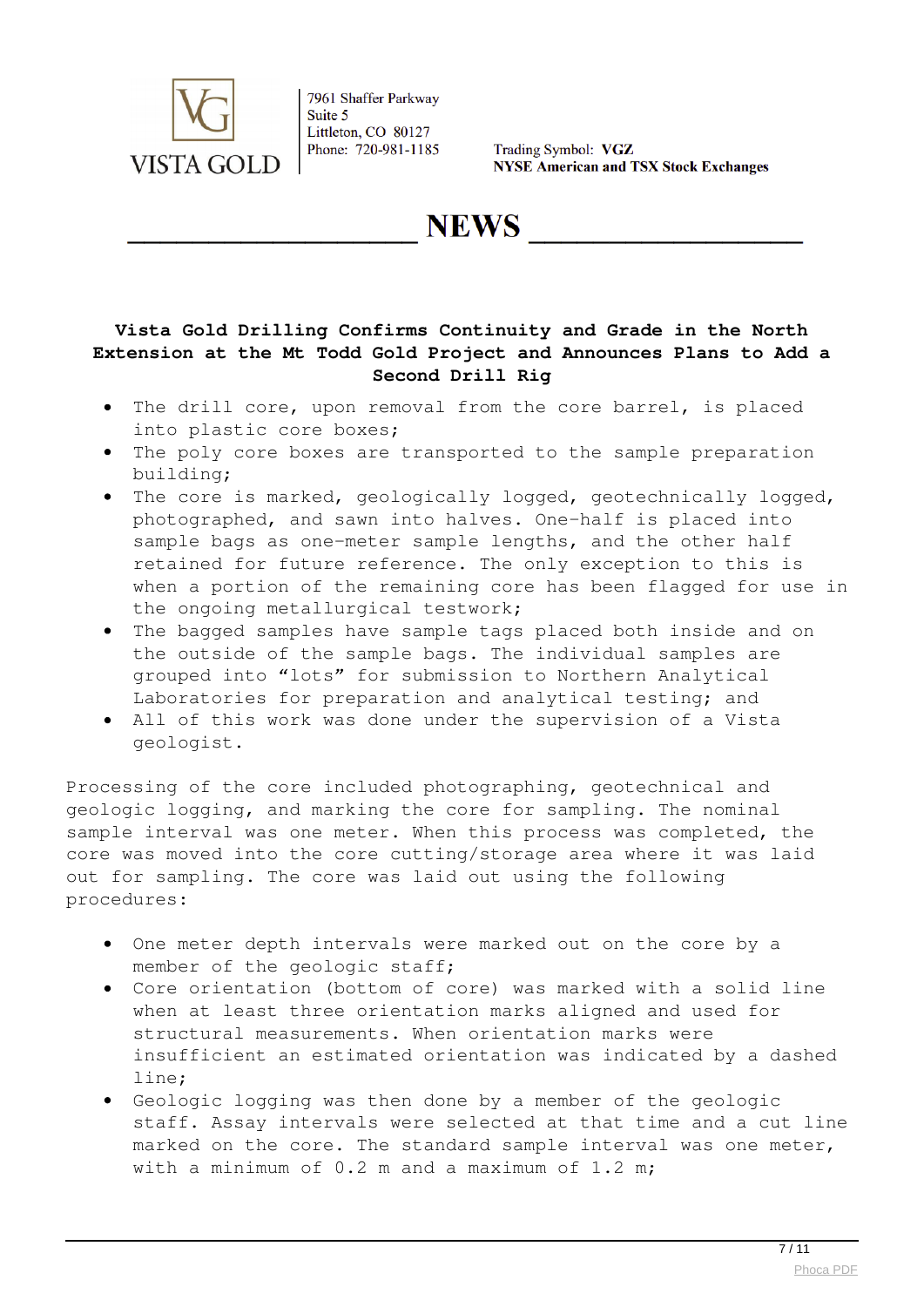**Vista Gold Drilling Confirms Continuity and Grade in the North Extension at the Mt Todd Gold Project and Announces Plans to Add a Second Drill Rig**

- The drill core, upon removal from the core barrel, is placed into plastic core boxes;
- The poly core boxes are transported to the sample preparation building;
- The core is marked, geologically logged, geotechnically logged, photographed, and sawn into halves. One-half is placed into sample bags as one-meter sample lengths, and the other half retained for future reference. The only exception to this is when a portion of the remaining core has been flagged for use in the ongoing metallurgical testwork;
- The bagged samples have sample tags placed both inside and on the outside of the sample bags. The individual samples are grouped into “lots” for submission to Northern Analytical Laboratories for preparation and analytical testing; and
- All of this work was done under the supervision of a Vista geologist.

Processing of the core included photographing, geotechnical and geologic logging, and marking the core for sampling. The nominal sample interval was one meter. When this process was completed, the core was moved into the core cutting/storage area where it was laid out for sampling. The core was laid out using the following procedures:

- One meter depth intervals were marked out on the core by a member of the geologic staff;
- Core orientation (bottom of core) was marked with a solid line when at least three orientation marks aligned and used for structural measurements. When orientation marks were insufficient an estimated orientation was indicated by a dashed line;
- Geologic logging was then done by a member of the geologic staff. Assay intervals were selected at that time and a cut line marked on the core. The standard sample interval was one meter, with a minimum of 0.2 m and a maximum of 1.2 m;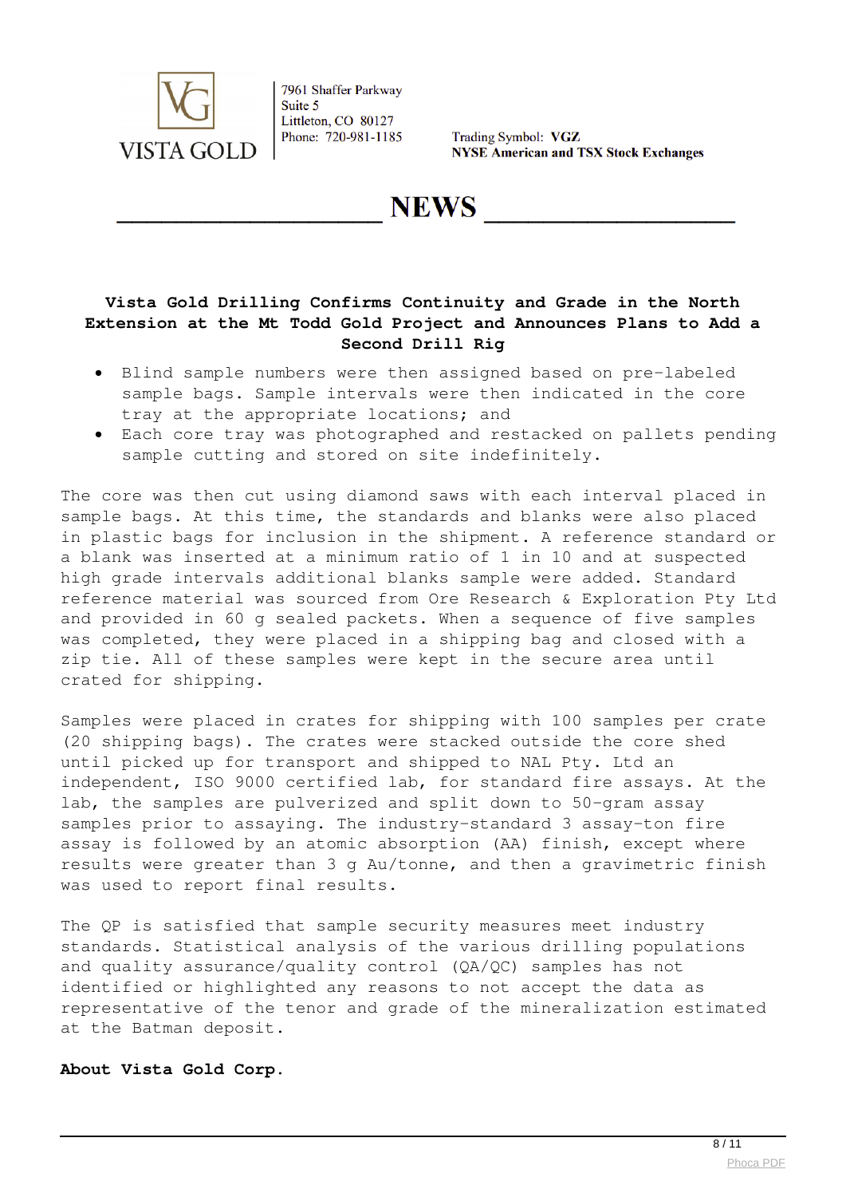- Blind sample numbers were then assigned based on pre-labeled sample bags. Sample intervals were then indicated in the core tray at the appropriate locations; and
- Each core tray was photographed and restacked on pallets pending sample cutting and stored on site indefinitely.

The core was then cut using diamond saws with each interval placed in sample bags. At this time, the standards and blanks were also placed in plastic bags for inclusion in the shipment. A reference standard or a blank was inserted at a minimum ratio of 1 in 10 and at suspected high grade intervals additional blanks sample were added. Standard reference material was sourced from Ore Research & Exploration Pty Ltd and provided in 60 g sealed packets. When a sequence of five samples was completed, they were placed in a shipping bag and closed with a zip tie. All of these samples were kept in the secure area until crated for shipping.

Samples were placed in crates for shipping with 100 samples per crate (20 shipping bags). The crates were stacked outside the core shed until picked up for transport and shipped to NAL Pty. Ltd an independent, ISO 9000 certified lab, for standard fire assays. At the lab, the samples are pulverized and split down to 50-gram assay samples prior to assaying. The industry-standard 3 assay-ton fire assay is followed by an atomic absorption (AA) finish, except where results were greater than 3 g Au/tonne, and then a gravimetric finish was used to report final results.

The QP is satisfied that sample security measures meet industry standards. Statistical analysis of the various drilling populations and quality assurance/quality control (QA/QC) samples has not identified or highlighted any reasons to not accept the data as representative of the tenor and grade of the mineralization estimated at the Batman deposit.

**About Vista Gold Corp.**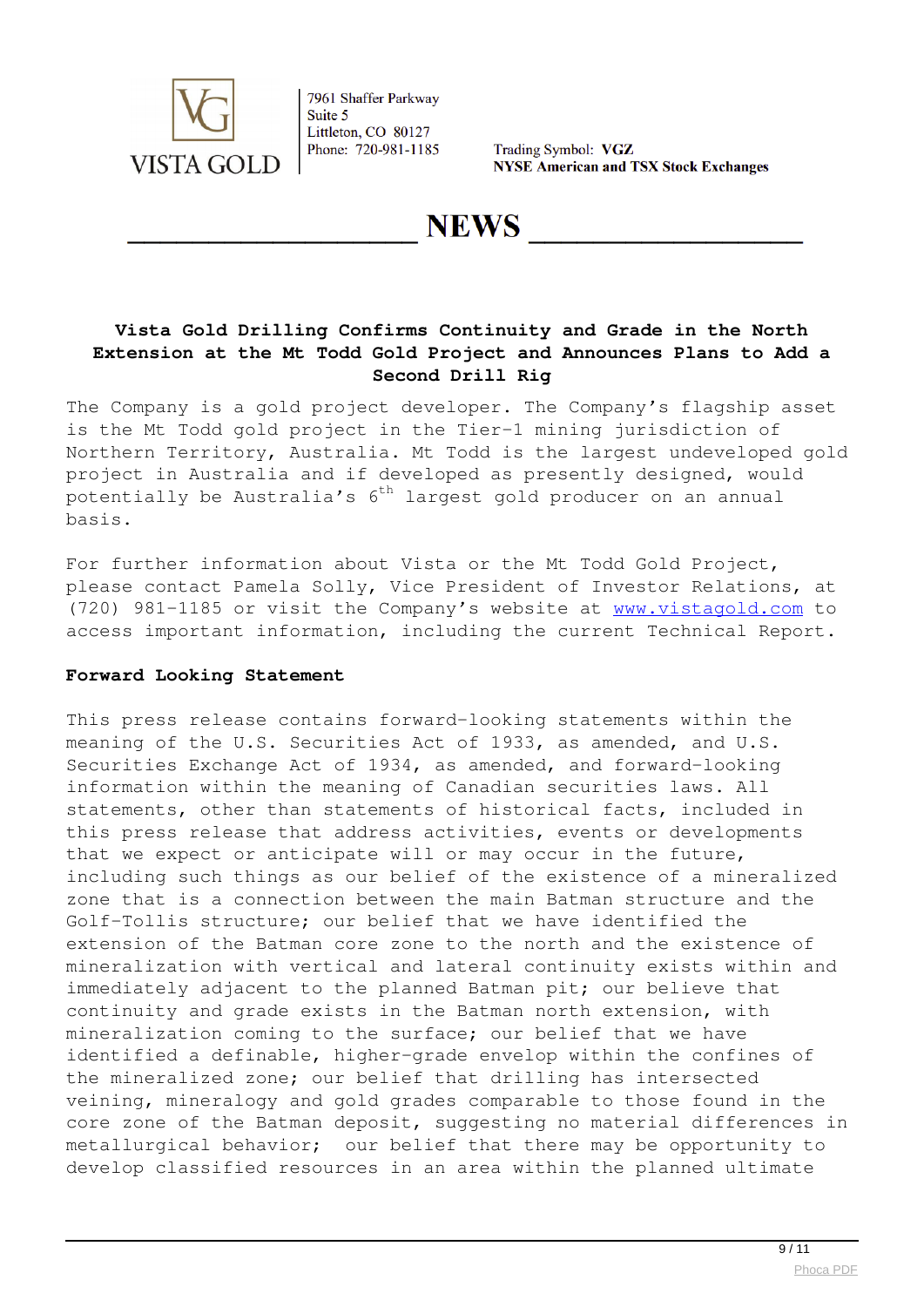# Vista Gold Drilling Confirms Continuity and Grade in the North Extension at the Mt Todd Gold Project and Announces Plans to Add a Second Drill Rig

The Company is a gold project developer. The Company's flagship asset is the Mt Todd gold project in the Tier-1 mining jurisdiction of Northern Territory, Australia. Mt Todd is the largest undeveloped gold project in Australia and if developed as presently designed, would potentially be Australia's 6th largest gold producer on an annual basis.

For further information about Vista or the Mt Todd Gold Project, please contact Pamela Solly, Vice President of Investor Relations, at (720) 981-1185 or visit the Company's website at www.vistagold.com to access important information, including the current Technical Report.

**Forward Looking Statement**

This press release contains forward-looking statements within the meaning of the U.S. Securities Act of 1933, as amended, and U.S. Securities Exchange Act of 1934, as amended, and forward-looking information within the meaning of Canadian securities laws. All statements, other than statements of historical facts, included in this press release that address activities, events or developments that we expect or anticipate will or may occur in the future, including such things as our belief of the existence of a mineralized zone that is a connection between the main Batman structure and the Golf-Tollis structure; our belief that we have identified the extension of the Batman core zone to the north and the existence of mineralization with vertical and lateral continuity exists within and immediately adjacent to the planned Batman pit; our believe that continuity and grade exists in the Batman north extension, with mineralization coming to the surface; our belief that we have identified a definable, higher-grade envelop within the confines of the mineralized zone; our belief that drilling has intersected veining, mineralogy and gold grades comparable to those found in the core zone of the Batman deposit, suggesting no material differences in metallurgical behavior; our belief that there may be opportunity to develop classified resources in an area within the planned ultimate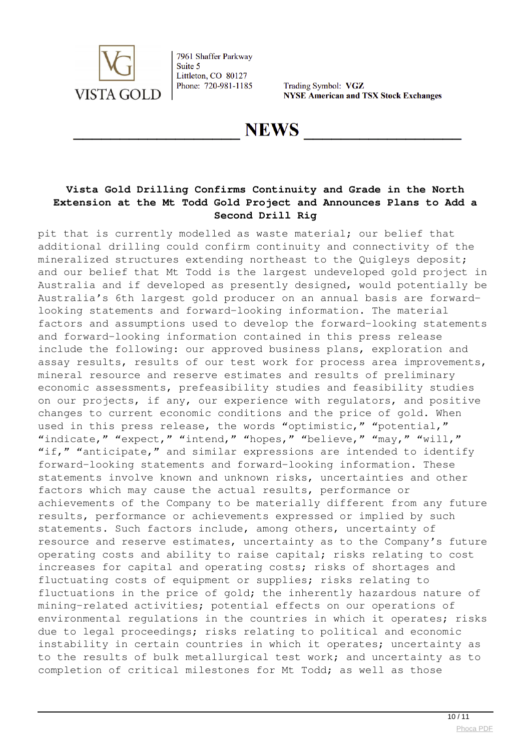pit that is currently modelled as waste material; our belief that additional drilling could confirm continuity and connectivity of the mineralized structures extending northeast to the Quigleys deposit; and our belief that Mt Todd is the largest undeveloped gold project in Australia and if developed as presently designed, would potentially be Australia's 6th largest gold producer on an annual basis are forward-looking statements and forward-looking information. The material factors and assumptions used to develop the forward-looking statements and forward-looking information contained in this press release include the following: our approved business plans, exploration and assay results, results of our test work for process area improvements, mineral resource and reserve estimates and results of preliminary economic assessments, prefeasibility studies and feasibility studies on our projects, if any, our experience with regulators, and positive changes to current economic conditions and the price of gold. When used in this press release, the words "optimistic," "potential," "indicate," "expect," "intend," "hopes," "believe," "may," "will," "if," "anticipate," and similar expressions are intended to identify forward-looking statements and forward-looking information. These statements involve known and unknown risks, uncertainties and other factors which may cause the actual results, performance or achievements of the Company to be materially different from any future results, performance or achievements expressed or implied by such statements. Such factors include, among others, uncertainty of resource and reserve estimates, uncertainty as to the Company's future operating costs and ability to raise capital; risks relating to cost increases for capital and operating costs; risks of shortages and fluctuating costs of equipment or supplies; risks relating to fluctuations in the price of gold; the inherently hazardous nature of mining-related activities; potential effects on our operations of environmental regulations in the countries in which it operates; risks due to legal proceedings; risks relating to political and economic instability in certain countries in which it operates; uncertainty as to the results of bulk metallurgical test work; and uncertainty as to completion of critical milestones for Mt Todd; as well as those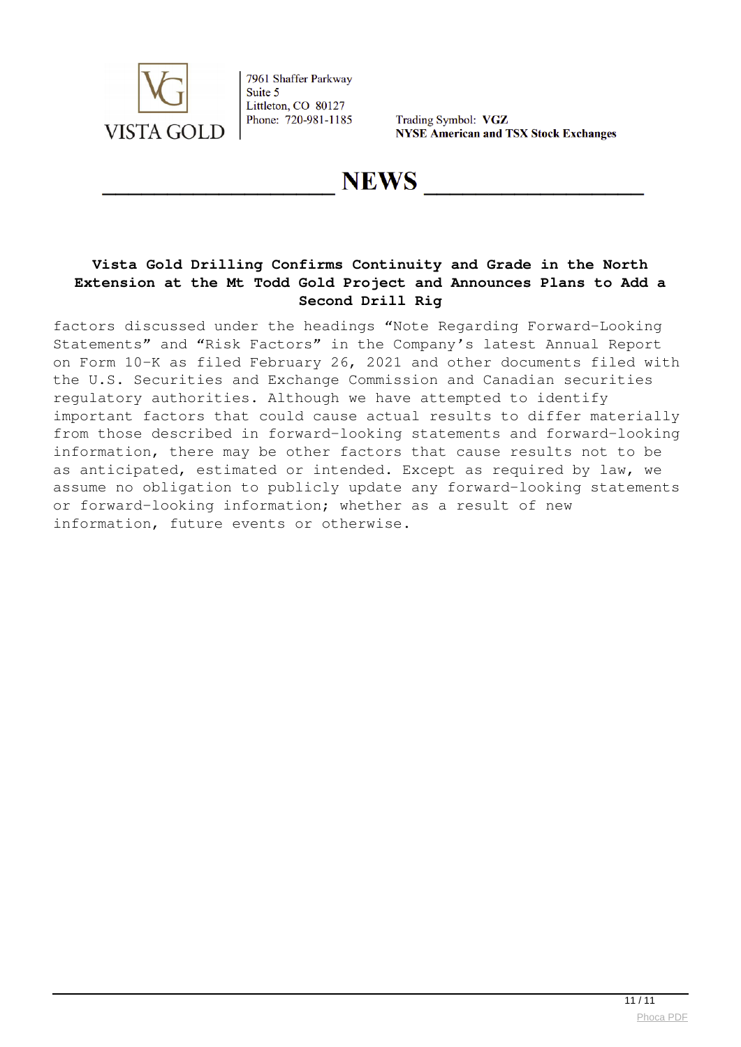**Vista Gold Drilling Confirms Continuity and Grade in the North Extension at the Mt Todd Gold Project and Announces Plans to Add a Second Drill Rig**

factors discussed under the headings “Note Regarding Forward-Looking Statements” and “Risk Factors” in the Company’s latest Annual Report on Form 10-K as filed February 26, 2021 and other documents filed with the U.S. Securities and Exchange Commission and Canadian securities regulatory authorities. Although we have attempted to identify important factors that could cause actual results to differ materially from those described in forward-looking statements and forward-looking information, there may be other factors that cause results not to be as anticipated, estimated or intended. Except as required by law, we assume no obligation to publicly update any forward-looking statements or forward-looking information; whether as a result of new information, future events or otherwise.